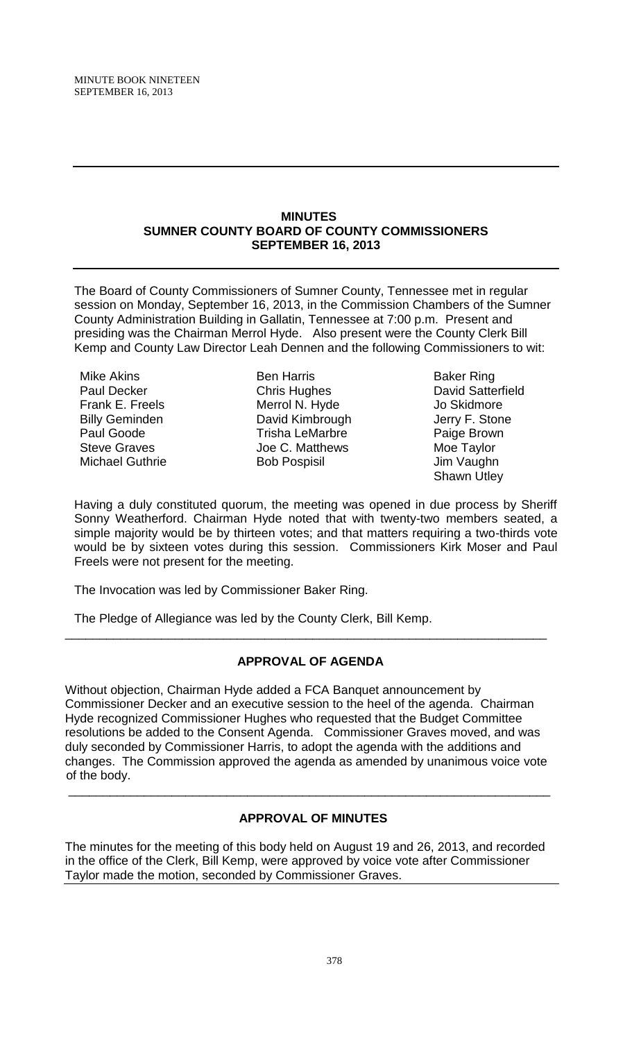# MINUTES
## SUMNER COUNTY BOARD OF COUNTY COMMISSIONERS
## SEPTEMBER 16, 2013

The Board of County Commissioners of Sumner County, Tennessee met in regular session on Monday, September 16, 2013, in the Commission Chambers of the Sumner County Administration Building in Gallatin, Tennessee at 7:00 p.m. Present and presiding was the Chairman Merrol Hyde. Also present were the County Clerk Bill Kemp and County Law Director Leah Dennen and the following Commissioners to wit:

| | | |
|---|---|---|
| Mike Akins | Ben Harris | Baker Ring |
| Paul Decker | Chris Hughes | David Satterfield |
| Frank E. Freels | Merrol N. Hyde | Jo Skidmore |
| Billy Geminden | David Kimbrough | Jerry F. Stone |
| Paul Goode | Trisha LeMarbre | Paige Brown |
| Steve Graves | Joe C. Matthews | Moe Taylor |
| Michael Guthrie | Bob Pospisil | Jim Vaughn |
| | | Shawn Utley |

Having a duly constituted quorum, the meeting was opened in due process by Sheriff Sonny Weatherford. Chairman Hyde noted that with twenty-two members seated, a simple majority would be by thirteen votes; and that matters requiring a two-thirds vote would be by sixteen votes during this session. Commissioners Kirk Moser and Paul Freels were not present for the meeting.

The Invocation was led by Commissioner Baker Ring.

The Pledge of Allegiance was led by the County Clerk, Bill Kemp.

---

## APPROVAL OF AGENDA

Without objection, Chairman Hyde added a FCA Banquet announcement by Commissioner Decker and an executive session to the heel of the agenda. Chairman Hyde recognized Commissioner Hughes who requested that the Budget Committee resolutions be added to the Consent Agenda. Commissioner Graves moved, and was duly seconded by Commissioner Harris, to adopt the agenda with the additions and changes. The Commission approved the agenda as amended by unanimous voice vote of the body.

---

## APPROVAL OF MINUTES

The minutes for the meeting of this body held on August 19 and 26, 2013, and recorded in the office of the Clerk, Bill Kemp, were approved by voice vote after Commissioner Taylor made the motion, seconded by Commissioner Graves.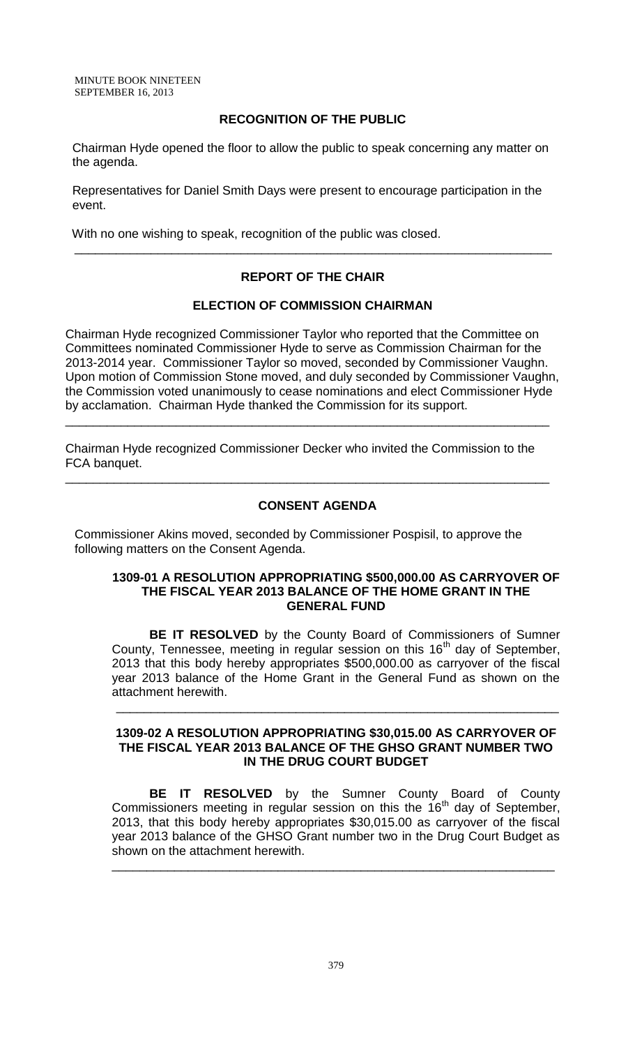## RECOGNITION OF THE PUBLIC

Chairman Hyde opened the floor to allow the public to speak concerning any matter on the agenda.

Representatives for Daniel Smith Days were present to encourage participation in the event.

With no one wishing to speak, recognition of the public was closed.

---

## REPORT OF THE CHAIR

### ELECTION OF COMMISSION CHAIRMAN

Chairman Hyde recognized Commissioner Taylor who reported that the Committee on Committees nominated Commissioner Hyde to serve as Commission Chairman for the 2013-2014 year. Commissioner Taylor so moved, seconded by Commissioner Vaughn. Upon motion of Commission Stone moved, and duly seconded by Commissioner Vaughn, the Commission voted unanimously to cease nominations and elect Commissioner Hyde by acclamation. Chairman Hyde thanked the Commission for its support.

---

Chairman Hyde recognized Commissioner Decker who invited the Commission to the FCA banquet.

---

## CONSENT AGENDA

Commissioner Akins moved, seconded by Commissioner Pospisil, to approve the following matters on the Consent Agenda.

### 1309-01 A RESOLUTION APPROPRIATING $500,000.00 AS CARRYOVER OF THE FISCAL YEAR 2013 BALANCE OF THE HOME GRANT IN THE GENERAL FUND

**BE IT RESOLVED** by the County Board of Commissioners of Sumner County, Tennessee, meeting in regular session on this 16th day of September, 2013 that this body hereby appropriates $500,000.00 as carryover of the fiscal year 2013 balance of the Home Grant in the General Fund as shown on the attachment herewith.

---

### 1309-02 A RESOLUTION APPROPRIATING $30,015.00 AS CARRYOVER OF THE FISCAL YEAR 2013 BALANCE OF THE GHSO GRANT NUMBER TWO IN THE DRUG COURT BUDGET

**BE IT RESOLVED** by the Sumner County Board of County Commissioners meeting in regular session on this the 16th day of September, 2013, that this body hereby appropriates $30,015.00 as carryover of the fiscal year 2013 balance of the GHSO Grant number two in the Drug Court Budget as shown on the attachment herewith.

---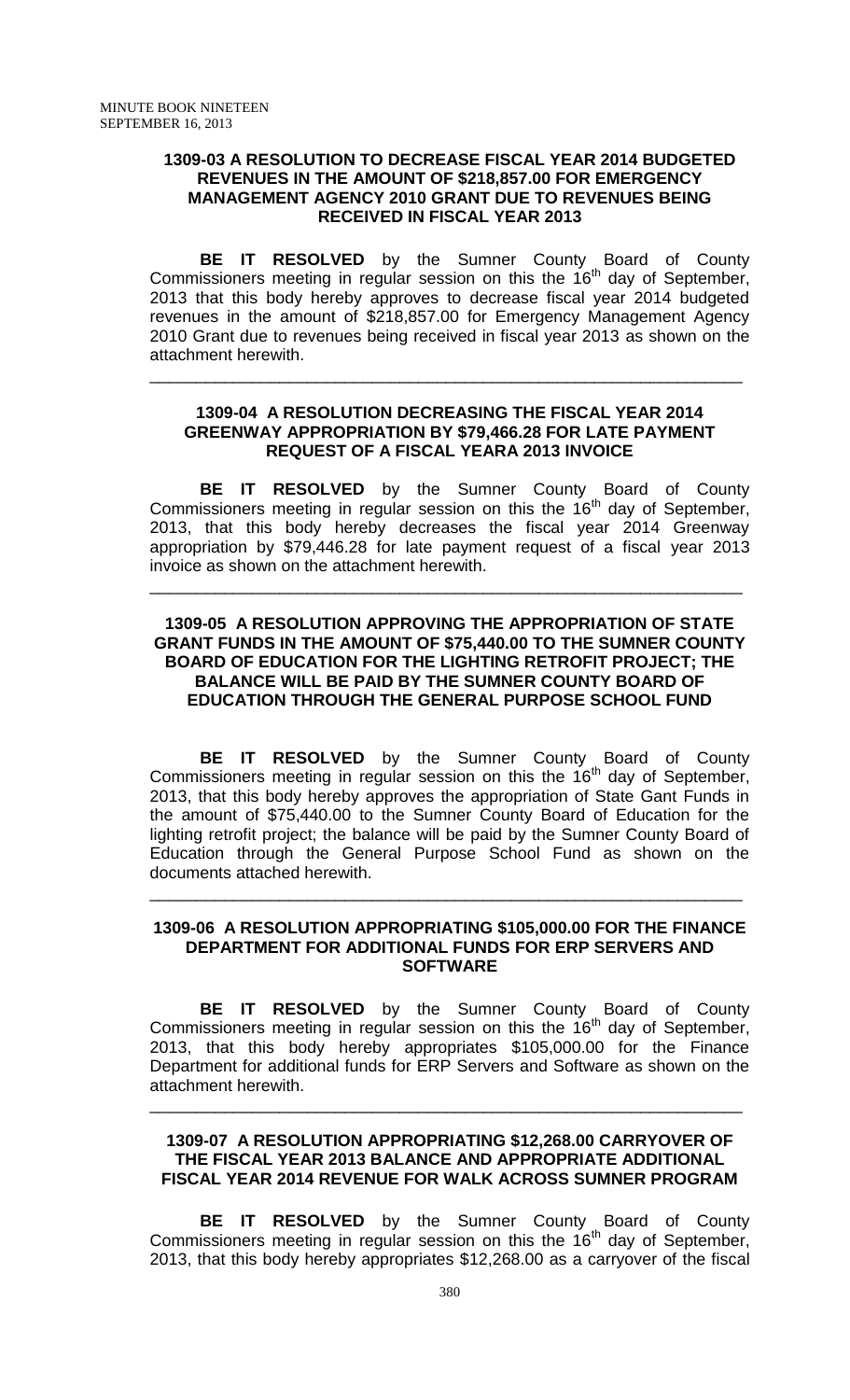**1309-03 A RESOLUTION TO DECREASE FISCAL YEAR 2014 BUDGETED REVENUES IN THE AMOUNT OF $218,857.00 FOR EMERGENCY MANAGEMENT AGENCY 2010 GRANT DUE TO REVENUES BEING RECEIVED IN FISCAL YEAR 2013**

**BE IT RESOLVED** by the Sumner County Board of County Commissioners meeting in regular session on this the 16th day of September, 2013 that this body hereby approves to decrease fiscal year 2014 budgeted revenues in the amount of $218,857.00 for Emergency Management Agency 2010 Grant due to revenues being received in fiscal year 2013 as shown on the attachment herewith.

---

**1309-04 A RESOLUTION DECREASING THE FISCAL YEAR 2014 GREENWAY APPROPRIATION BY $79,466.28 FOR LATE PAYMENT REQUEST OF A FISCAL YEARA 2013 INVOICE**

**BE IT RESOLVED** by the Sumner County Board of County Commissioners meeting in regular session on this the 16th day of September, 2013, that this body hereby decreases the fiscal year 2014 Greenway appropriation by $79,446.28 for late payment request of a fiscal year 2013 invoice as shown on the attachment herewith.

---

**1309-05 A RESOLUTION APPROVING THE APPROPRIATION OF STATE GRANT FUNDS IN THE AMOUNT OF $75,440.00 TO THE SUMNER COUNTY BOARD OF EDUCATION FOR THE LIGHTING RETROFIT PROJECT; THE BALANCE WILL BE PAID BY THE SUMNER COUNTY BOARD OF EDUCATION THROUGH THE GENERAL PURPOSE SCHOOL FUND**

**BE IT RESOLVED** by the Sumner County Board of County Commissioners meeting in regular session on this the 16th day of September, 2013, that this body hereby approves the appropriation of State Gant Funds in the amount of $75,440.00 to the Sumner County Board of Education for the lighting retrofit project; the balance will be paid by the Sumner County Board of Education through the General Purpose School Fund as shown on the documents attached herewith.

---

**1309-06 A RESOLUTION APPROPRIATING $105,000.00 FOR THE FINANCE DEPARTMENT FOR ADDITIONAL FUNDS FOR ERP SERVERS AND SOFTWARE**

**BE IT RESOLVED** by the Sumner County Board of County Commissioners meeting in regular session on this the 16th day of September, 2013, that this body hereby appropriates $105,000.00 for the Finance Department for additional funds for ERP Servers and Software as shown on the attachment herewith.

---

**1309-07 A RESOLUTION APPROPRIATING $12,268.00 CARRYOVER OF THE FISCAL YEAR 2013 BALANCE AND APPROPRIATE ADDITIONAL FISCAL YEAR 2014 REVENUE FOR WALK ACROSS SUMNER PROGRAM**

**BE IT RESOLVED** by the Sumner County Board of County Commissioners meeting in regular session on this the 16th day of September, 2013, that this body hereby appropriates $12,268.00 as a carryover of the fiscal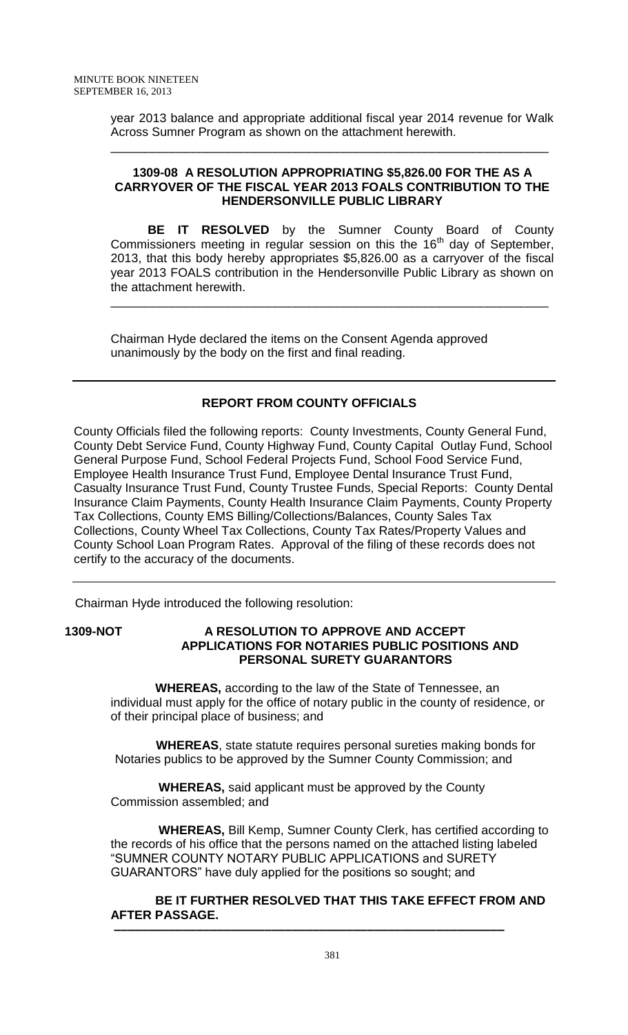year 2013 balance and appropriate additional fiscal year 2014 revenue for Walk Across Sumner Program as shown on the attachment herewith.

---

**1309-08 A RESOLUTION APPROPRIATING $5,826.00 FOR THE AS A CARRYOVER OF THE FISCAL YEAR 2013 FOALS CONTRIBUTION TO THE HENDERSONVILLE PUBLIC LIBRARY**

**BE IT RESOLVED** by the Sumner County Board of County Commissioners meeting in regular session on this the 16th day of September, 2013, that this body hereby appropriates $5,826.00 as a carryover of the fiscal year 2013 FOALS contribution in the Hendersonville Public Library as shown on the attachment herewith.

---

Chairman Hyde declared the items on the Consent Agenda approved unanimously by the body on the first and final reading.

---

**REPORT FROM COUNTY OFFICIALS**

County Officials filed the following reports: County Investments, County General Fund, County Debt Service Fund, County Highway Fund, County Capital Outlay Fund, School General Purpose Fund, School Federal Projects Fund, School Food Service Fund, Employee Health Insurance Trust Fund, Employee Dental Insurance Trust Fund, Casualty Insurance Trust Fund, County Trustee Funds, Special Reports: County Dental Insurance Claim Payments, County Health Insurance Claim Payments, County Property Tax Collections, County EMS Billing/Collections/Balances, County Sales Tax Collections, County Wheel Tax Collections, County Tax Rates/Property Values and County School Loan Program Rates. Approval of the filing of these records does not certify to the accuracy of the documents.

---

Chairman Hyde introduced the following resolution:

**1309-NOT A RESOLUTION TO APPROVE AND ACCEPT APPLICATIONS FOR NOTARIES PUBLIC POSITIONS AND PERSONAL SURETY GUARANTORS**

**WHEREAS,** according to the law of the State of Tennessee, an individual must apply for the office of notary public in the county of residence, or of their principal place of business; and

**WHEREAS**, state statute requires personal sureties making bonds for Notaries publics to be approved by the Sumner County Commission; and

**WHEREAS,** said applicant must be approved by the County Commission assembled; and

**WHEREAS,** Bill Kemp, Sumner County Clerk, has certified according to the records of his office that the persons named on the attached listing labeled "SUMNER COUNTY NOTARY PUBLIC APPLICATIONS and SURETY GUARANTORS" have duly applied for the positions so sought; and

**BE IT FURTHER RESOLVED THAT THIS TAKE EFFECT FROM AND AFTER PASSAGE.**

---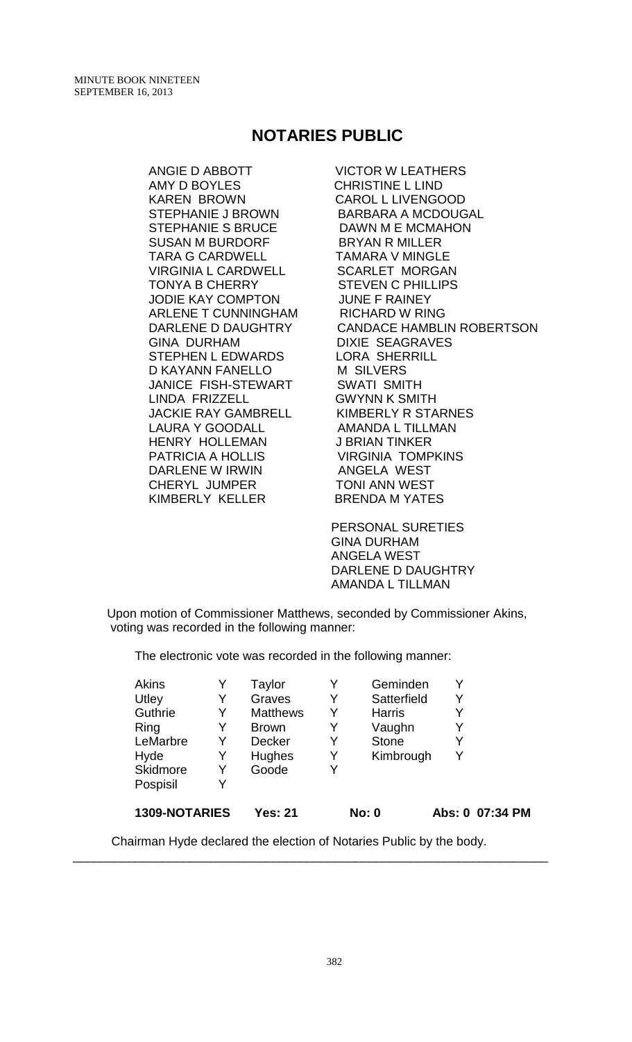# NOTARIES PUBLIC

ANGIE D ABBOTT
AMY D BOYLES
KAREN BROWN
STEPHANIE J BROWN
STEPHANIE S BRUCE
SUSAN M BURDORF
TARA G CARDWELL
VIRGINIA L CARDWELL
TONYA B CHERRY
JODIE KAY COMPTON
ARLENE T CUNNINGHAM
DARLENE D DAUGHTRY
GINA DURHAM
STEPHEN L EDWARDS
D KAYANN FANELLO
JANICE FISH-STEWART
LINDA FRIZZELL
JACKIE RAY GAMBRELL
LAURA Y GOODALL
HENRY HOLLEMAN
PATRICIA A HOLLIS
DARLENE W IRWIN
CHERYL JUMPER
KIMBERLY KELLER
VICTOR W LEATHERS
CHRISTINE L LIND
CAROL L LIVENGOOD
BARBARA A MCDOUGAL
DAWN M E MCMAHON
BRYAN R MILLER
TAMARA V MINGLE
SCARLET MORGAN
STEVEN C PHILLIPS
JUNE F RAINEY
RICHARD W RING
CANDACE HAMBLIN ROBERTSON
DIXIE SEAGRAVES
LORA SHERRILL
M SILVERS
SWATI SMITH
GWYNN K SMITH
KIMBERLY R STARNES
AMANDA L TILLMAN
J BRIAN TINKER
VIRGINIA TOMPKINS
ANGELA WEST
TONI ANN WEST
BRENDA M YATES

PERSONAL SURETIES
GINA DURHAM
ANGELA WEST
DARLENE D DAUGHTRY
AMANDA L TILLMAN

Upon motion of Commissioner Matthews, seconded by Commissioner Akins, voting was recorded in the following manner:

The electronic vote was recorded in the following manner:

| | | | | | |
|---|---|---|---|---|---|
| Akins | Y | Taylor | Y | Geminden | Y |
| Utley | Y | Graves | Y | Satterfield | Y |
| Guthrie | Y | Matthews | Y | Harris | Y |
| Ring | Y | Brown | Y | Vaughn | Y |
| LeMarbre | Y | Decker | Y | Stone | Y |
| Hyde | Y | Hughes | Y | Kimbrough | Y |
| Skidmore | Y | Goode | Y | | |
| Pospisil | Y | | | | |

**1309-NOTARIES Yes: 21 No: 0 Abs: 0 07:34 PM**

Chairman Hyde declared the election of Notaries Public by the body.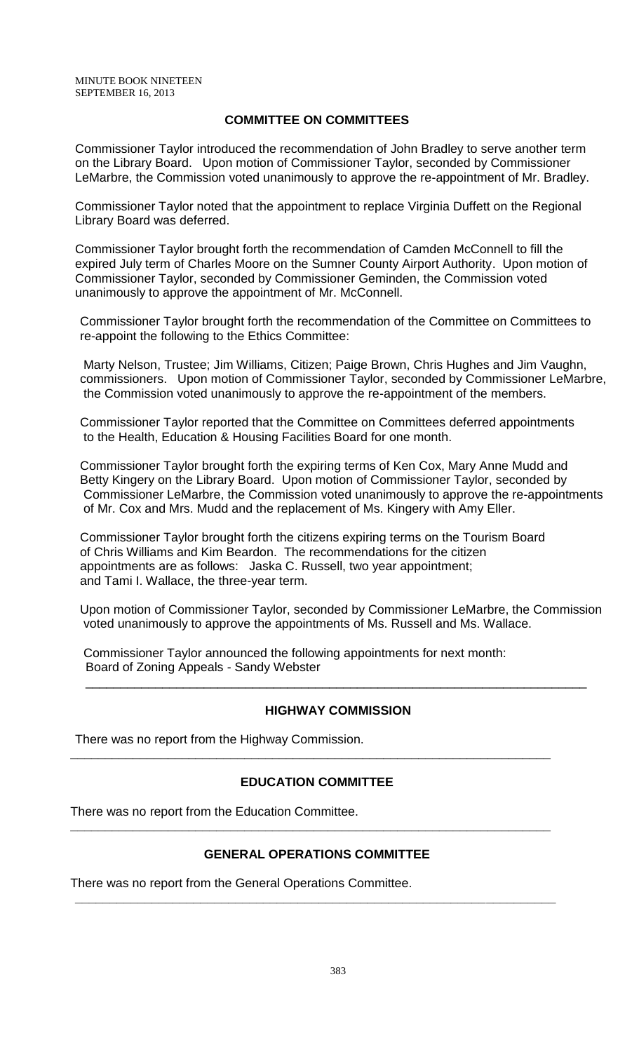## COMMITTEE ON COMMITTEES

Commissioner Taylor introduced the recommendation of John Bradley to serve another term on the Library Board. Upon motion of Commissioner Taylor, seconded by Commissioner LeMarbre, the Commission voted unanimously to approve the re-appointment of Mr. Bradley.

Commissioner Taylor noted that the appointment to replace Virginia Duffett on the Regional Library Board was deferred.

Commissioner Taylor brought forth the recommendation of Camden McConnell to fill the expired July term of Charles Moore on the Sumner County Airport Authority. Upon motion of Commissioner Taylor, seconded by Commissioner Geminden, the Commission voted unanimously to approve the appointment of Mr. McConnell.

Commissioner Taylor brought forth the recommendation of the Committee on Committees to re-appoint the following to the Ethics Committee:

Marty Nelson, Trustee; Jim Williams, Citizen; Paige Brown, Chris Hughes and Jim Vaughn, commissioners. Upon motion of Commissioner Taylor, seconded by Commissioner LeMarbre, the Commission voted unanimously to approve the re-appointment of the members.

Commissioner Taylor reported that the Committee on Committees deferred appointments to the Health, Education & Housing Facilities Board for one month.

Commissioner Taylor brought forth the expiring terms of Ken Cox, Mary Anne Mudd and Betty Kingery on the Library Board. Upon motion of Commissioner Taylor, seconded by Commissioner LeMarbre, the Commission voted unanimously to approve the re-appointments of Mr. Cox and Mrs. Mudd and the replacement of Ms. Kingery with Amy Eller.

Commissioner Taylor brought forth the citizens expiring terms on the Tourism Board of Chris Williams and Kim Beardon. The recommendations for the citizen appointments are as follows: Jaska C. Russell, two year appointment; and Tami I. Wallace, the three-year term.

Upon motion of Commissioner Taylor, seconded by Commissioner LeMarbre, the Commission voted unanimously to approve the appointments of Ms. Russell and Ms. Wallace.

Commissioner Taylor announced the following appointments for next month:
Board of Zoning Appeals - Sandy Webster

---

## HIGHWAY COMMISSION

There was no report from the Highway Commission.

---

## EDUCATION COMMITTEE

There was no report from the Education Committee.

---

## GENERAL OPERATIONS COMMITTEE

There was no report from the General Operations Committee.

---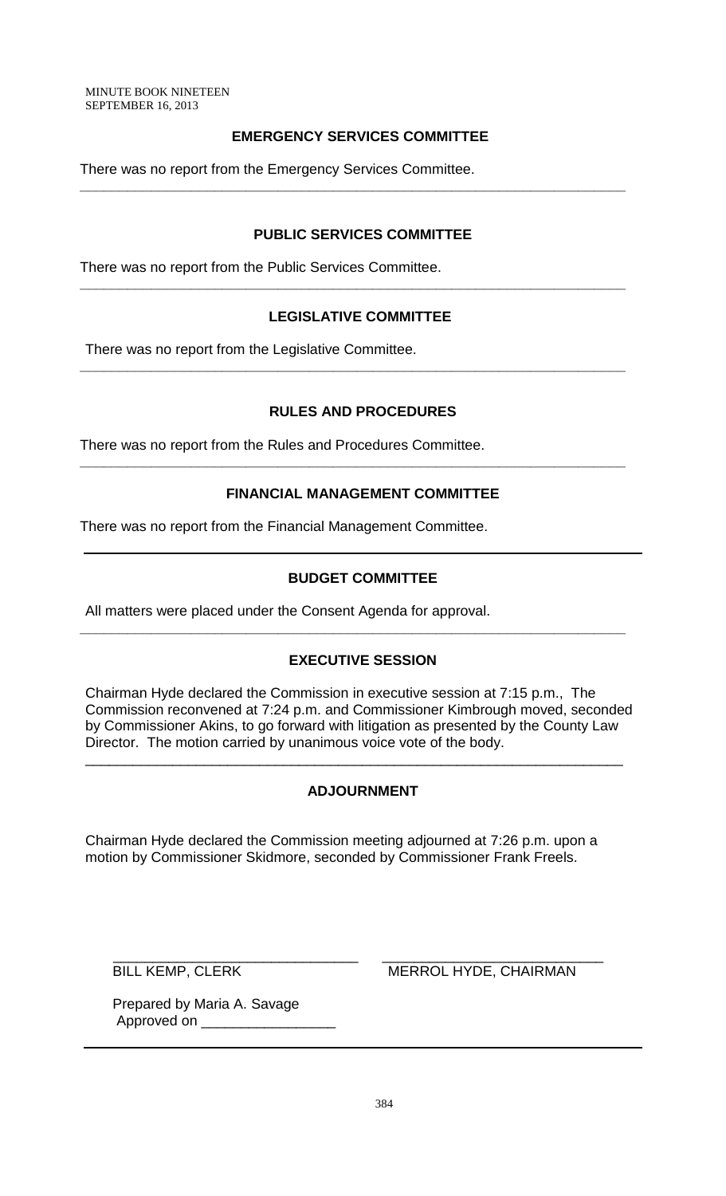## EMERGENCY SERVICES COMMITTEE

There was no report from the Emergency Services Committee.

---

## PUBLIC SERVICES COMMITTEE

There was no report from the Public Services Committee.

---

## LEGISLATIVE COMMITTEE

There was no report from the Legislative Committee.

---

## RULES AND PROCEDURES

There was no report from the Rules and Procedures Committee.

---

## FINANCIAL MANAGEMENT COMMITTEE

There was no report from the Financial Management Committee.

---

## BUDGET COMMITTEE

All matters were placed under the Consent Agenda for approval.

---

## EXECUTIVE SESSION

Chairman Hyde declared the Commission in executive session at 7:15 p.m., The Commission reconvened at 7:24 p.m. and Commissioner Kimbrough moved, seconded by Commissioner Akins, to go forward with litigation as presented by the County Law Director. The motion carried by unanimous voice vote of the body.

---

## ADJOURNMENT

Chairman Hyde declared the Commission meeting adjourned at 7:26 p.m. upon a motion by Commissioner Skidmore, seconded by Commissioner Frank Freels.

_______________________________ BILL KEMP, CLERK

___________________________ MERROL HYDE, CHAIRMAN

Prepared by Maria A. Savage
Approved on ________________